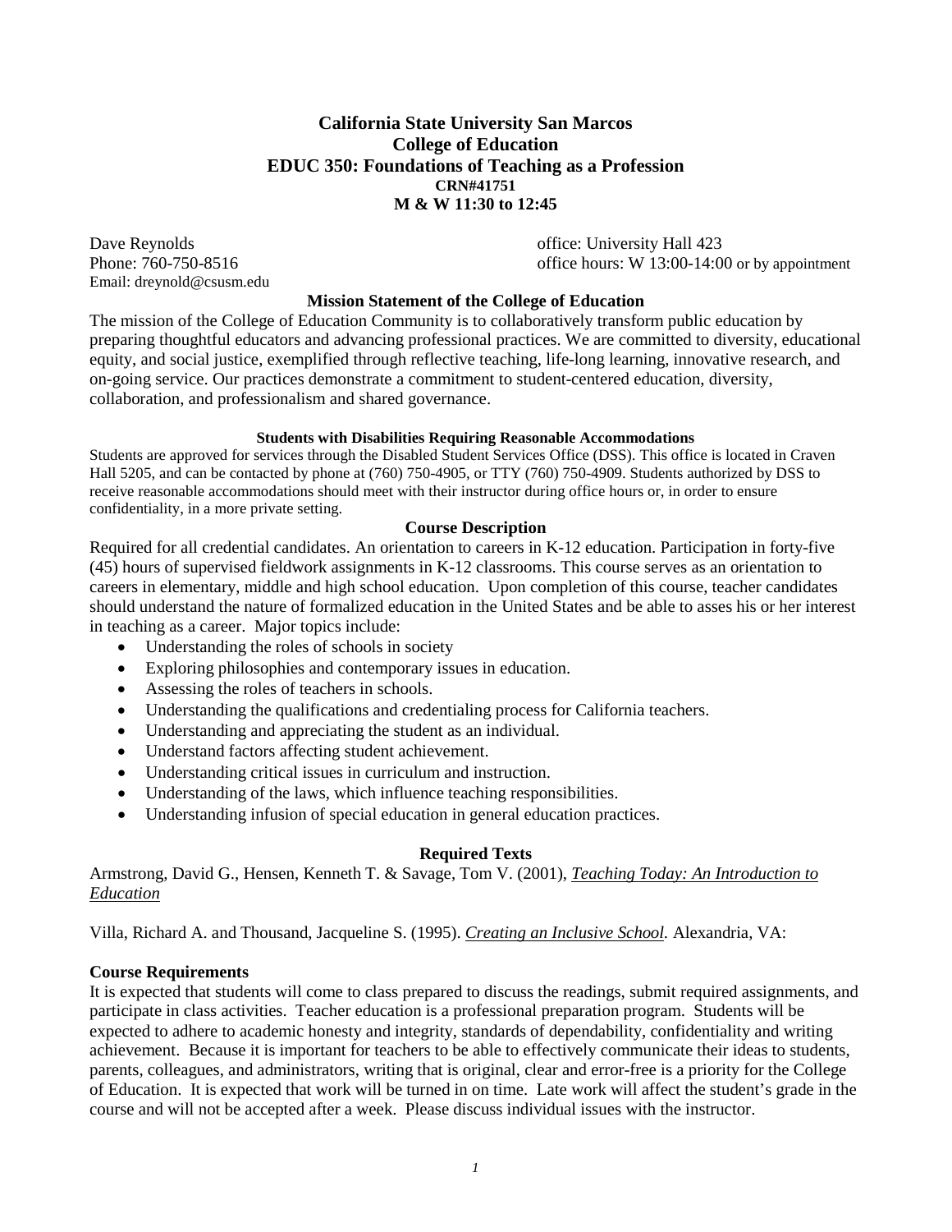# California State University San Marcos
# College of Education
# EDUC 350: Foundations of Teaching as a Profession
**CRN#41751**
**M & W 11:30 to 12:45**

Dave Reynolds
Phone: 760-750-8516
Email: dreynold@csusm.edu

office: University Hall 423
office hours: W 13:00-14:00 or by appointment

### Mission Statement of the College of Education

The mission of the College of Education Community is to collaboratively transform public education by preparing thoughtful educators and advancing professional practices. We are committed to diversity, educational equity, and social justice, exemplified through reflective teaching, life-long learning, innovative research, and on-going service. Our practices demonstrate a commitment to student-centered education, diversity, collaboration, and professionalism and shared governance.

#### Students with Disabilities Requiring Reasonable Accommodations

Students are approved for services through the Disabled Student Services Office (DSS). This office is located in Craven Hall 5205, and can be contacted by phone at (760) 750-4905, or TTY (760) 750-4909. Students authorized by DSS to receive reasonable accommodations should meet with their instructor during office hours or, in order to ensure confidentiality, in a more private setting.

### Course Description

Required for all credential candidates. An orientation to careers in K-12 education. Participation in forty-five (45) hours of supervised fieldwork assignments in K-12 classrooms. This course serves as an orientation to careers in elementary, middle and high school education. Upon completion of this course, teacher candidates should understand the nature of formalized education in the United States and be able to asses his or her interest in teaching as a career. Major topics include:

- Understanding the roles of schools in society
- Exploring philosophies and contemporary issues in education.
- Assessing the roles of teachers in schools.
- Understanding the qualifications and credentialing process for California teachers.
- Understanding and appreciating the student as an individual.
- Understand factors affecting student achievement.
- Understanding critical issues in curriculum and instruction.
- Understanding of the laws, which influence teaching responsibilities.
- Understanding infusion of special education in general education practices.

### Required Texts

Armstrong, David G., Hensen, Kenneth T. & Savage, Tom V. (2001), *Teaching Today: An Introduction to Education*

Villa, Richard A. and Thousand, Jacqueline S. (1995). *Creating an Inclusive School*. Alexandria, VA:

### Course Requirements

It is expected that students will come to class prepared to discuss the readings, submit required assignments, and participate in class activities. Teacher education is a professional preparation program. Students will be expected to adhere to academic honesty and integrity, standards of dependability, confidentiality and writing achievement. Because it is important for teachers to be able to effectively communicate their ideas to students, parents, colleagues, and administrators, writing that is original, clear and error-free is a priority for the College of Education. It is expected that work will be turned in on time. Late work will affect the student's grade in the course and will not be accepted after a week. Please discuss individual issues with the instructor.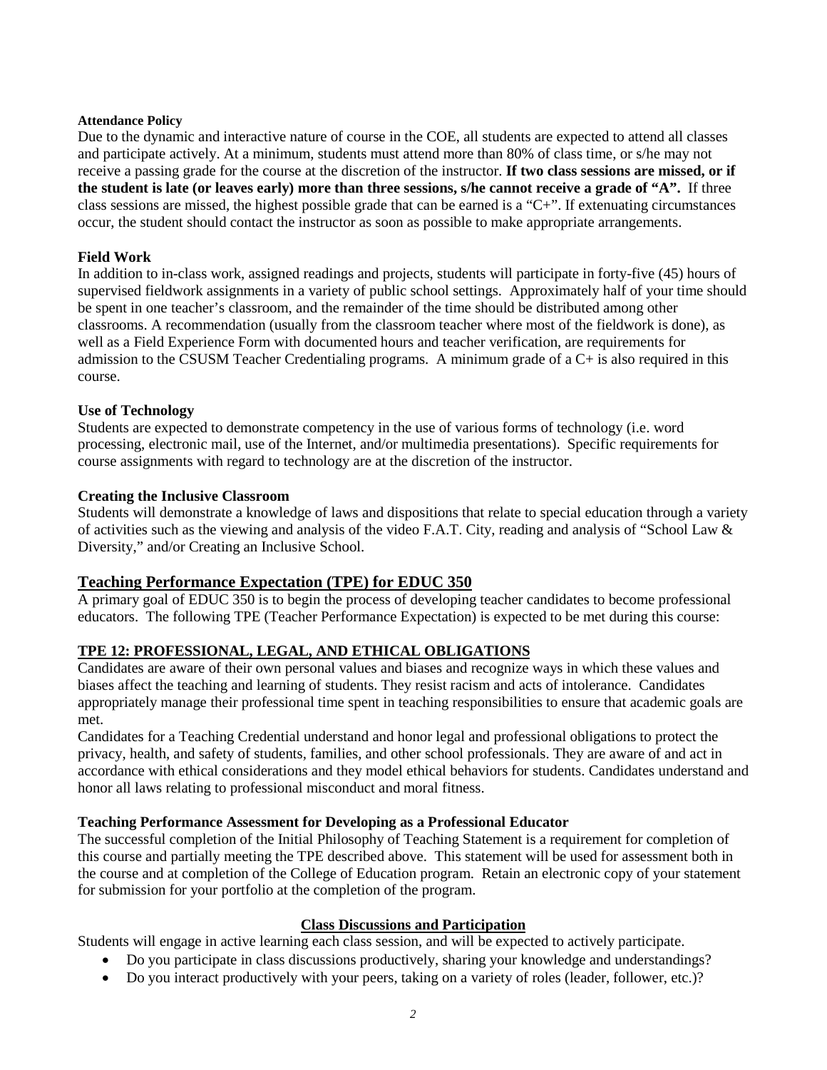**Attendance Policy**

Due to the dynamic and interactive nature of course in the COE, all students are expected to attend all classes and participate actively. At a minimum, students must attend more than 80% of class time, or s/he may not receive a passing grade for the course at the discretion of the instructor. **If two class sessions are missed, or if the student is late (or leaves early) more than three sessions, s/he cannot receive a grade of "A".** If three class sessions are missed, the highest possible grade that can be earned is a "C+". If extenuating circumstances occur, the student should contact the instructor as soon as possible to make appropriate arrangements.

**Field Work**

In addition to in-class work, assigned readings and projects, students will participate in forty-five (45) hours of supervised fieldwork assignments in a variety of public school settings. Approximately half of your time should be spent in one teacher's classroom, and the remainder of the time should be distributed among other classrooms. A recommendation (usually from the classroom teacher where most of the fieldwork is done), as well as a Field Experience Form with documented hours and teacher verification, are requirements for admission to the CSUSM Teacher Credentialing programs. A minimum grade of a C+ is also required in this course.

**Use of Technology**

Students are expected to demonstrate competency in the use of various forms of technology (i.e. word processing, electronic mail, use of the Internet, and/or multimedia presentations). Specific requirements for course assignments with regard to technology are at the discretion of the instructor.

**Creating the Inclusive Classroom**

Students will demonstrate a knowledge of laws and dispositions that relate to special education through a variety of activities such as the viewing and analysis of the video F.A.T. City, reading and analysis of "School Law & Diversity," and/or Creating an Inclusive School.

## Teaching Performance Expectation (TPE) for EDUC 350

A primary goal of EDUC 350 is to begin the process of developing teacher candidates to become professional educators. The following TPE (Teacher Performance Expectation) is expected to be met during this course:

### TPE 12: PROFESSIONAL, LEGAL, AND ETHICAL OBLIGATIONS

Candidates are aware of their own personal values and biases and recognize ways in which these values and biases affect the teaching and learning of students. They resist racism and acts of intolerance. Candidates appropriately manage their professional time spent in teaching responsibilities to ensure that academic goals are met.

Candidates for a Teaching Credential understand and honor legal and professional obligations to protect the privacy, health, and safety of students, families, and other school professionals. They are aware of and act in accordance with ethical considerations and they model ethical behaviors for students. Candidates understand and honor all laws relating to professional misconduct and moral fitness.

**Teaching Performance Assessment for Developing as a Professional Educator**

The successful completion of the Initial Philosophy of Teaching Statement is a requirement for completion of this course and partially meeting the TPE described above. This statement will be used for assessment both in the course and at completion of the College of Education program. Retain an electronic copy of your statement for submission for your portfolio at the completion of the program.

**Class Discussions and Participation**

Students will engage in active learning each class session, and will be expected to actively participate.

- Do you participate in class discussions productively, sharing your knowledge and understandings?
- Do you interact productively with your peers, taking on a variety of roles (leader, follower, etc.)?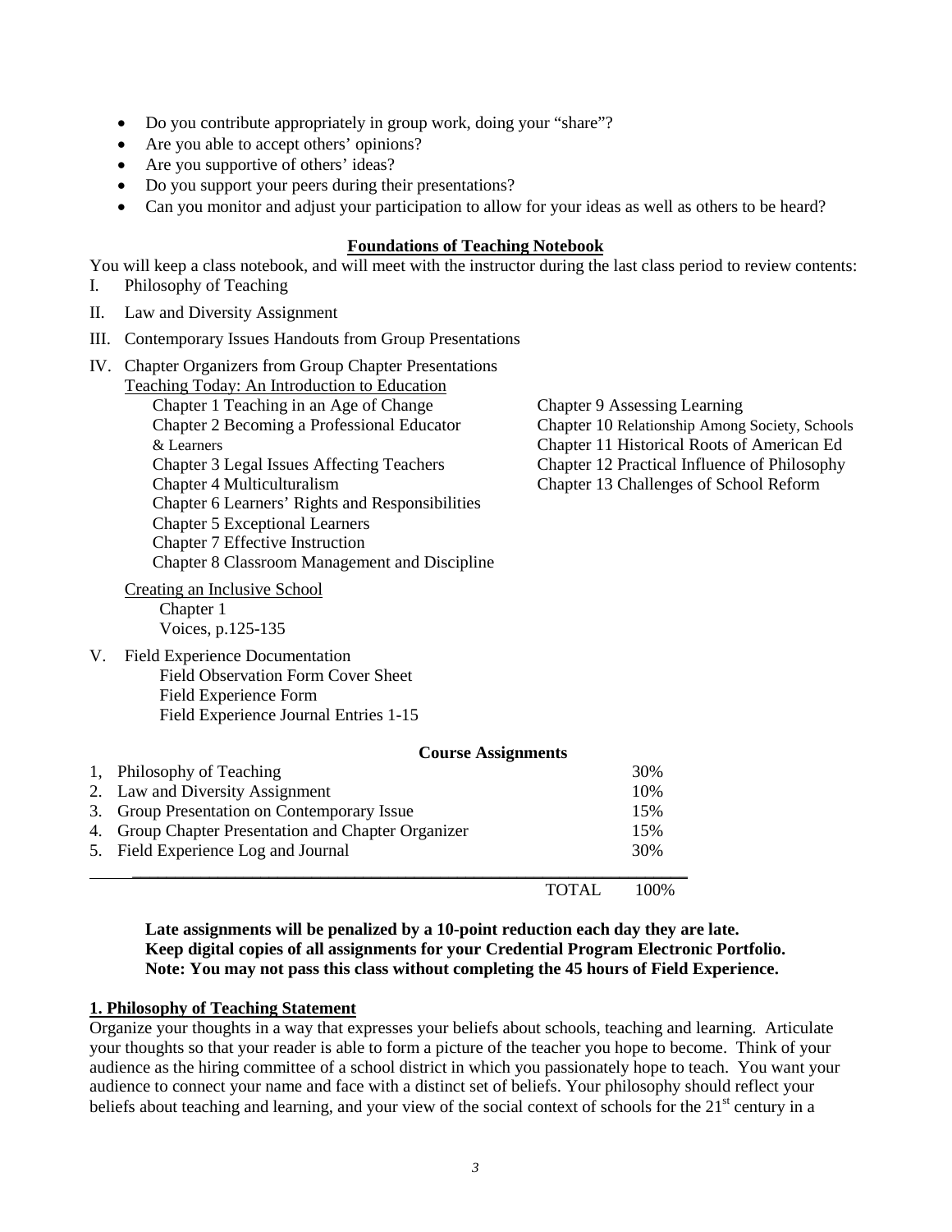- Do you contribute appropriately in group work, doing your "share"?
- Are you able to accept others' opinions?
- Are you supportive of others' ideas?
- Do you support your peers during their presentations?
- Can you monitor and adjust your participation to allow for your ideas as well as others to be heard?

## Foundations of Teaching Notebook

You will keep a class notebook, and will meet with the instructor during the last class period to review contents:

I. Philosophy of Teaching

II. Law and Diversity Assignment

III. Contemporary Issues Handouts from Group Presentations

IV. Chapter Organizers from Group Chapter Presentations

<u>Teaching Today: An Introduction to Education</u>

- Chapter 1 Teaching in an Age of Change
- Chapter 2 Becoming a Professional Educator & Learners
- Chapter 3 Legal Issues Affecting Teachers
- Chapter 4 Multiculturalism
- Chapter 6 Learners' Rights and Responsibilities
- Chapter 5 Exceptional Learners
- Chapter 7 Effective Instruction
- Chapter 8 Classroom Management and Discipline
- Chapter 9 Assessing Learning
- Chapter 10 Relationship Among Society, Schools
- Chapter 11 Historical Roots of American Ed
- Chapter 12 Practical Influence of Philosophy
- Chapter 13 Challenges of School Reform

<u>Creating an Inclusive School</u>

- Chapter 1
- Voices, p.125-135

V. Field Experience Documentation

- Field Observation Form Cover Sheet
- Field Experience Form
- Field Experience Journal Entries 1-15

### Course Assignments

| Assignment | Weight |
|---|---|
| 1, Philosophy of Teaching | 30% |
| 2. Law and Diversity Assignment | 10% |
| 3. Group Presentation on Contemporary Issue | 15% |
| 4. Group Chapter Presentation and Chapter Organizer | 15% |
| 5. Field Experience Log and Journal | 30% |
| TOTAL | 100% |

**Late assignments will be penalized by a 10-point reduction each day they are late.**
**Keep digital copies of all assignments for your Credential Program Electronic Portfolio.**
**Note: You may not pass this class without completing the 45 hours of Field Experience.**

### 1. Philosophy of Teaching Statement

Organize your thoughts in a way that expresses your beliefs about schools, teaching and learning. Articulate your thoughts so that your reader is able to form a picture of the teacher you hope to become. Think of your audience as the hiring committee of a school district in which you passionately hope to teach. You want your audience to connect your name and face with a distinct set of beliefs. Your philosophy should reflect your beliefs about teaching and learning, and your view of the social context of schools for the 21st century in a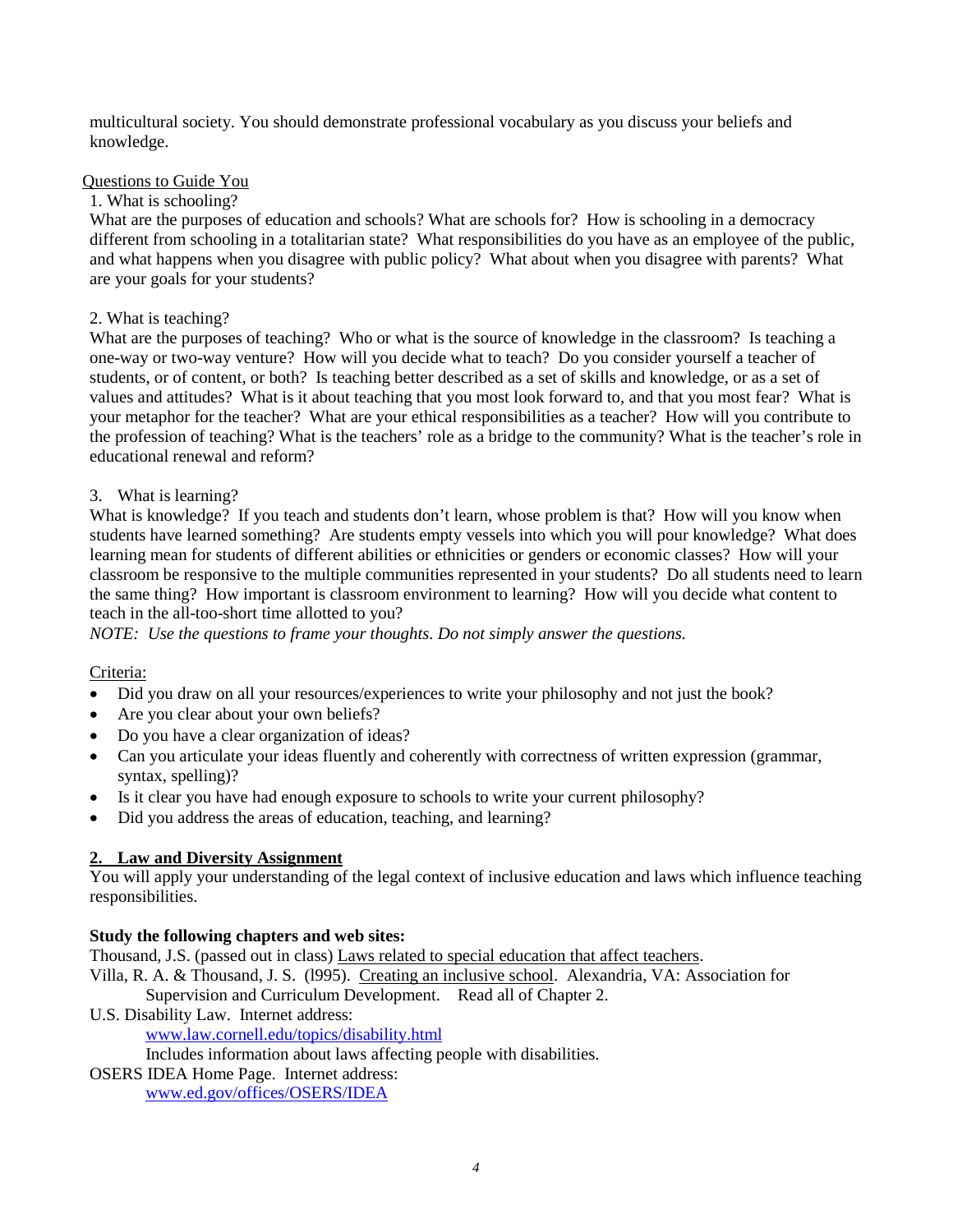multicultural society. You should demonstrate professional vocabulary as you discuss your beliefs and knowledge.

Questions to Guide You

1. What is schooling?

What are the purposes of education and schools? What are schools for? How is schooling in a democracy different from schooling in a totalitarian state? What responsibilities do you have as an employee of the public, and what happens when you disagree with public policy? What about when you disagree with parents? What are your goals for your students?

2. What is teaching?

What are the purposes of teaching? Who or what is the source of knowledge in the classroom? Is teaching a one-way or two-way venture? How will you decide what to teach? Do you consider yourself a teacher of students, or of content, or both? Is teaching better described as a set of skills and knowledge, or as a set of values and attitudes? What is it about teaching that you most look forward to, and that you most fear? What is your metaphor for the teacher? What are your ethical responsibilities as a teacher? How will you contribute to the profession of teaching? What is the teachers' role as a bridge to the community? What is the teacher's role in educational renewal and reform?

3. What is learning?

What is knowledge? If you teach and students don't learn, whose problem is that? How will you know when students have learned something? Are students empty vessels into which you will pour knowledge? What does learning mean for students of different abilities or ethnicities or genders or economic classes? How will your classroom be responsive to the multiple communities represented in your students? Do all students need to learn the same thing? How important is classroom environment to learning? How will you decide what content to teach in the all-too-short time allotted to you?

*NOTE: Use the questions to frame your thoughts. Do not simply answer the questions.*

Criteria:

- Did you draw on all your resources/experiences to write your philosophy and not just the book?
- Are you clear about your own beliefs?
- Do you have a clear organization of ideas?
- Can you articulate your ideas fluently and coherently with correctness of written expression (grammar, syntax, spelling)?
- Is it clear you have had enough exposure to schools to write your current philosophy?
- Did you address the areas of education, teaching, and learning?

**2. Law and Diversity Assignment**

You will apply your understanding of the legal context of inclusive education and laws which influence teaching responsibilities.

**Study the following chapters and web sites:**

Thousand, J.S. (passed out in class) Laws related to special education that affect teachers.

Villa, R. A. & Thousand, J. S. (l995). Creating an inclusive school. Alexandria, VA: Association for Supervision and Curriculum Development. Read all of Chapter 2.

U.S. Disability Law. Internet address:
www.law.cornell.edu/topics/disability.html
Includes information about laws affecting people with disabilities.

OSERS IDEA Home Page. Internet address:
www.ed.gov/offices/OSERS/IDEA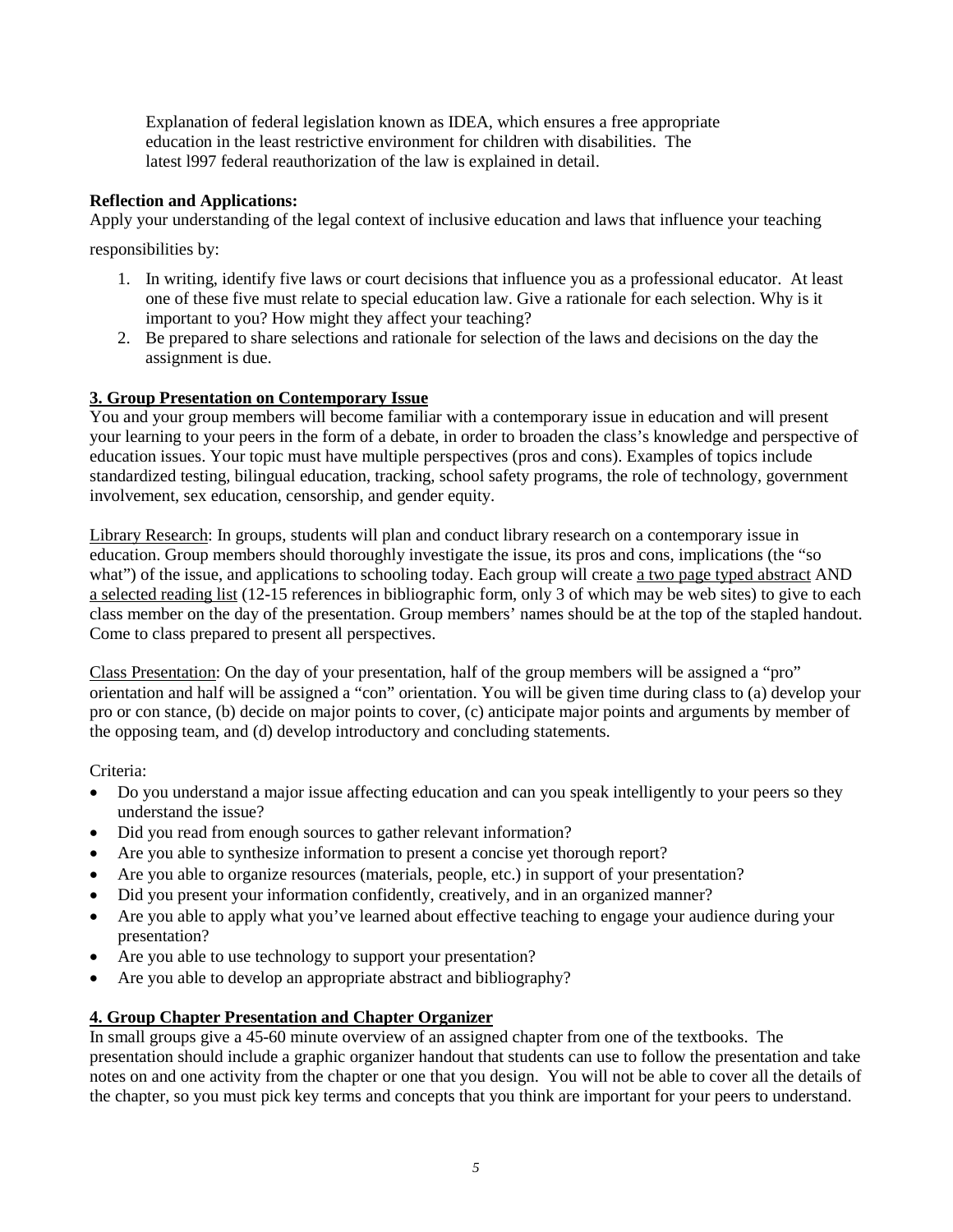Explanation of federal legislation known as IDEA, which ensures a free appropriate education in the least restrictive environment for children with disabilities. The latest l997 federal reauthorization of the law is explained in detail.

**Reflection and Applications:**

Apply your understanding of the legal context of inclusive education and laws that influence your teaching responsibilities by:

1. In writing, identify five laws or court decisions that influence you as a professional educator. At least one of these five must relate to special education law. Give a rationale for each selection. Why is it important to you? How might they affect your teaching?
2. Be prepared to share selections and rationale for selection of the laws and decisions on the day the assignment is due.

### 3. Group Presentation on Contemporary Issue

You and your group members will become familiar with a contemporary issue in education and will present your learning to your peers in the form of a debate, in order to broaden the class's knowledge and perspective of education issues. Your topic must have multiple perspectives (pros and cons). Examples of topics include standardized testing, bilingual education, tracking, school safety programs, the role of technology, government involvement, sex education, censorship, and gender equity.

Library Research: In groups, students will plan and conduct library research on a contemporary issue in education. Group members should thoroughly investigate the issue, its pros and cons, implications (the "so what") of the issue, and applications to schooling today. Each group will create a two page typed abstract AND a selected reading list (12-15 references in bibliographic form, only 3 of which may be web sites) to give to each class member on the day of the presentation. Group members' names should be at the top of the stapled handout. Come to class prepared to present all perspectives.

Class Presentation: On the day of your presentation, half of the group members will be assigned a "pro" orientation and half will be assigned a "con" orientation. You will be given time during class to (a) develop your pro or con stance, (b) decide on major points to cover, (c) anticipate major points and arguments by member of the opposing team, and (d) develop introductory and concluding statements.

Criteria:

- Do you understand a major issue affecting education and can you speak intelligently to your peers so they understand the issue?
- Did you read from enough sources to gather relevant information?
- Are you able to synthesize information to present a concise yet thorough report?
- Are you able to organize resources (materials, people, etc.) in support of your presentation?
- Did you present your information confidently, creatively, and in an organized manner?
- Are you able to apply what you've learned about effective teaching to engage your audience during your presentation?
- Are you able to use technology to support your presentation?
- Are you able to develop an appropriate abstract and bibliography?

### 4. Group Chapter Presentation and Chapter Organizer

In small groups give a 45-60 minute overview of an assigned chapter from one of the textbooks. The presentation should include a graphic organizer handout that students can use to follow the presentation and take notes on and one activity from the chapter or one that you design. You will not be able to cover all the details of the chapter, so you must pick key terms and concepts that you think are important for your peers to understand.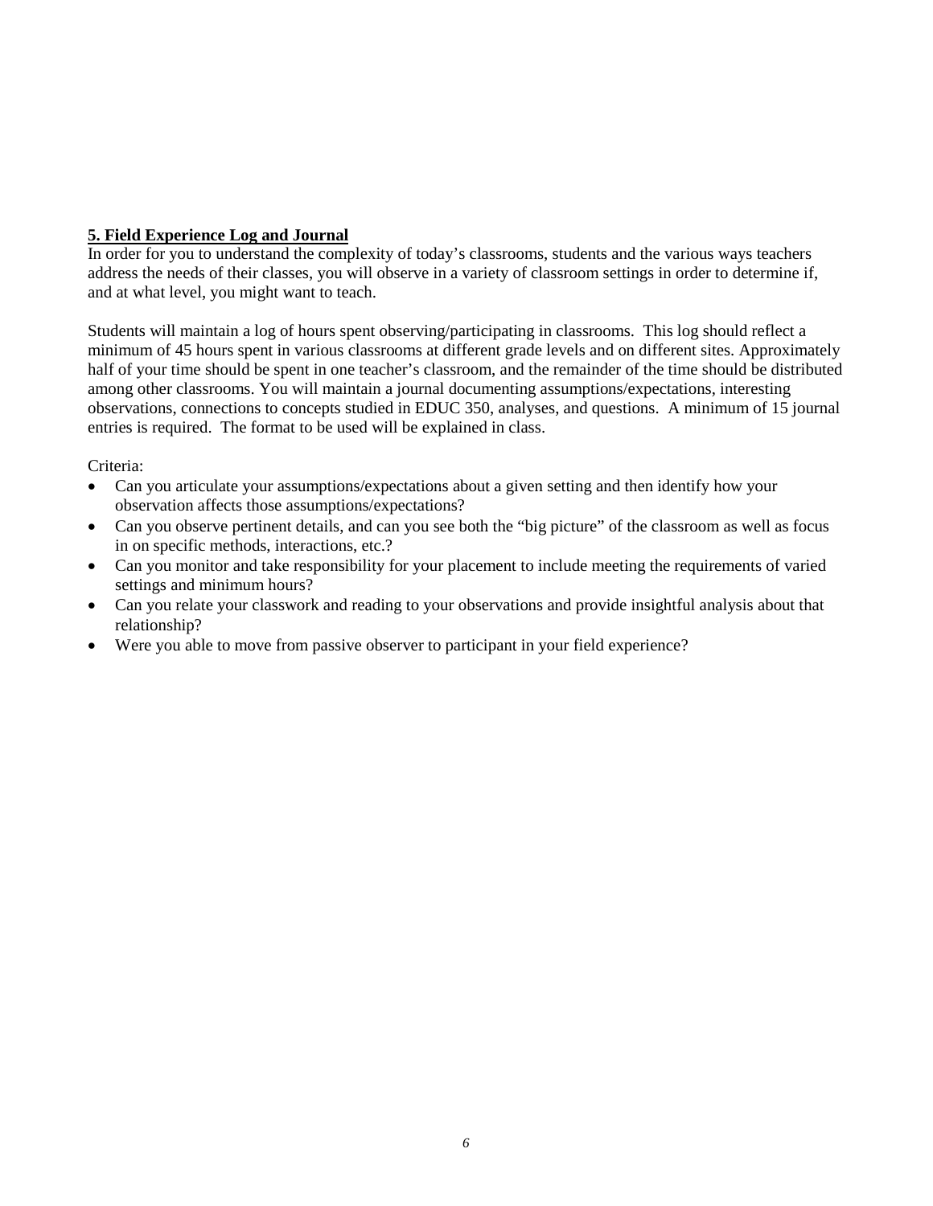**5. Field Experience Log and Journal**

In order for you to understand the complexity of today's classrooms, students and the various ways teachers address the needs of their classes, you will observe in a variety of classroom settings in order to determine if, and at what level, you might want to teach.

Students will maintain a log of hours spent observing/participating in classrooms. This log should reflect a minimum of 45 hours spent in various classrooms at different grade levels and on different sites. Approximately half of your time should be spent in one teacher's classroom, and the remainder of the time should be distributed among other classrooms. You will maintain a journal documenting assumptions/expectations, interesting observations, connections to concepts studied in EDUC 350, analyses, and questions. A minimum of 15 journal entries is required. The format to be used will be explained in class.

Criteria:

- Can you articulate your assumptions/expectations about a given setting and then identify how your observation affects those assumptions/expectations?
- Can you observe pertinent details, and can you see both the "big picture" of the classroom as well as focus in on specific methods, interactions, etc.?
- Can you monitor and take responsibility for your placement to include meeting the requirements of varied settings and minimum hours?
- Can you relate your classwork and reading to your observations and provide insightful analysis about that relationship?
- Were you able to move from passive observer to participant in your field experience?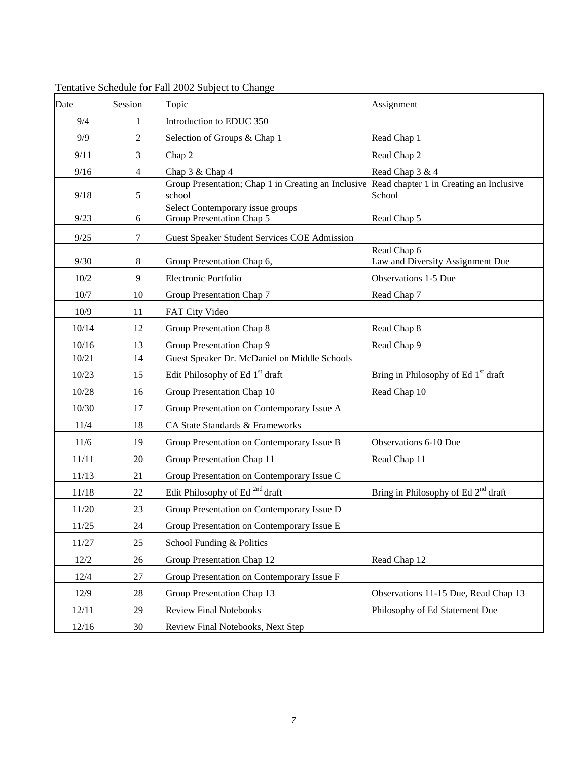Tentative Schedule for Fall 2002 Subject to Change

| Date | Session | Topic | Assignment |
|---|---|---|---|
| 9/4 | 1 | Introduction to EDUC 350 | |
| 9/9 | 2 | Selection of Groups & Chap 1 | Read Chap 1 |
| 9/11 | 3 | Chap 2 | Read Chap 2 |
| 9/16 | 4 | Chap 3 & Chap 4 | Read Chap 3 & 4 |
| 9/18 | 5 | Group Presentation; Chap 1 in Creating an Inclusive school | Read chapter 1 in Creating an Inclusive School |
| 9/23 | 6 | Select Contemporary issue groups<br>Group Presentation Chap 5 | Read Chap 5 |
| 9/25 | 7 | Guest Speaker Student Services COE Admission | |
| 9/30 | 8 | Group Presentation Chap 6, | Read Chap 6<br>Law and Diversity Assignment Due |
| 10/2 | 9 | Electronic Portfolio | Observations 1-5 Due |
| 10/7 | 10 | Group Presentation Chap 7 | Read Chap 7 |
| 10/9 | 11 | FAT City Video | |
| 10/14 | 12 | Group Presentation Chap 8 | Read Chap 8 |
| 10/16 | 13 | Group Presentation Chap 9 | Read Chap 9 |
| 10/21 | 14 | Guest Speaker Dr. McDaniel on Middle Schools | |
| 10/23 | 15 | Edit Philosophy of Ed 1st draft | Bring in Philosophy of Ed 1st draft |
| 10/28 | 16 | Group Presentation Chap 10 | Read Chap 10 |
| 10/30 | 17 | Group Presentation on Contemporary Issue A | |
| 11/4 | 18 | CA State Standards & Frameworks | |
| 11/6 | 19 | Group Presentation on Contemporary Issue B | Observations 6-10 Due |
| 11/11 | 20 | Group Presentation Chap 11 | Read Chap 11 |
| 11/13 | 21 | Group Presentation on Contemporary Issue C | |
| 11/18 | 22 | Edit Philosophy of Ed 2nd draft | Bring in Philosophy of Ed 2nd draft |
| 11/20 | 23 | Group Presentation on Contemporary Issue D | |
| 11/25 | 24 | Group Presentation on Contemporary Issue E | |
| 11/27 | 25 | School Funding & Politics | |
| 12/2 | 26 | Group Presentation Chap 12 | Read Chap 12 |
| 12/4 | 27 | Group Presentation on Contemporary Issue F | |
| 12/9 | 28 | Group Presentation Chap 13 | Observations 11-15 Due, Read Chap 13 |
| 12/11 | 29 | Review Final Notebooks | Philosophy of Ed Statement Due |
| 12/16 | 30 | Review Final Notebooks, Next Step | |